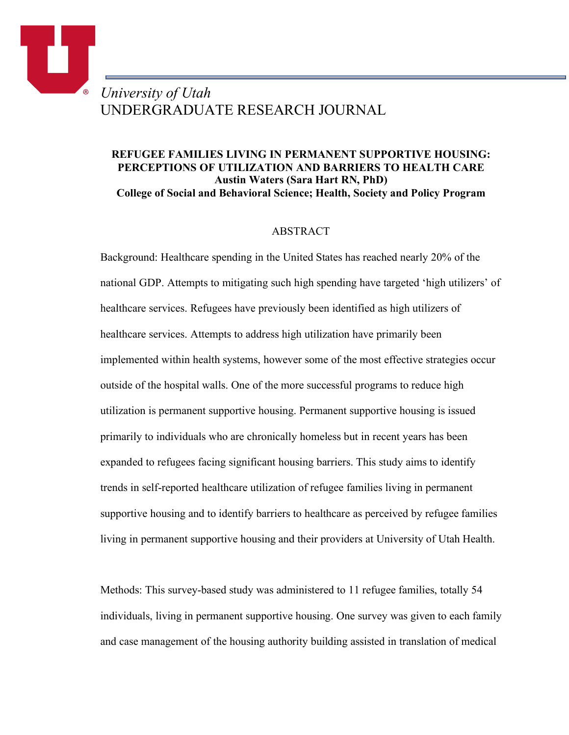*University of Utah*
UNDERGRADUATE RESEARCH JOURNAL

**REFUGEE FAMILIES LIVING IN PERMANENT SUPPORTIVE HOUSING: PERCEPTIONS OF UTILIZATION AND BARRIERS TO HEALTH CARE**
**Austin Waters (Sara Hart RN, PhD)**
**College of Social and Behavioral Science; Health, Society and Policy Program**

## ABSTRACT

Background: Healthcare spending in the United States has reached nearly 20% of the national GDP. Attempts to mitigating such high spending have targeted 'high utilizers' of healthcare services. Refugees have previously been identified as high utilizers of healthcare services. Attempts to address high utilization have primarily been implemented within health systems, however some of the most effective strategies occur outside of the hospital walls. One of the more successful programs to reduce high utilization is permanent supportive housing. Permanent supportive housing is issued primarily to individuals who are chronically homeless but in recent years has been expanded to refugees facing significant housing barriers. This study aims to identify trends in self-reported healthcare utilization of refugee families living in permanent supportive housing and to identify barriers to healthcare as perceived by refugee families living in permanent supportive housing and their providers at University of Utah Health.

Methods: This survey-based study was administered to 11 refugee families, totally 54 individuals, living in permanent supportive housing. One survey was given to each family and case management of the housing authority building assisted in translation of medical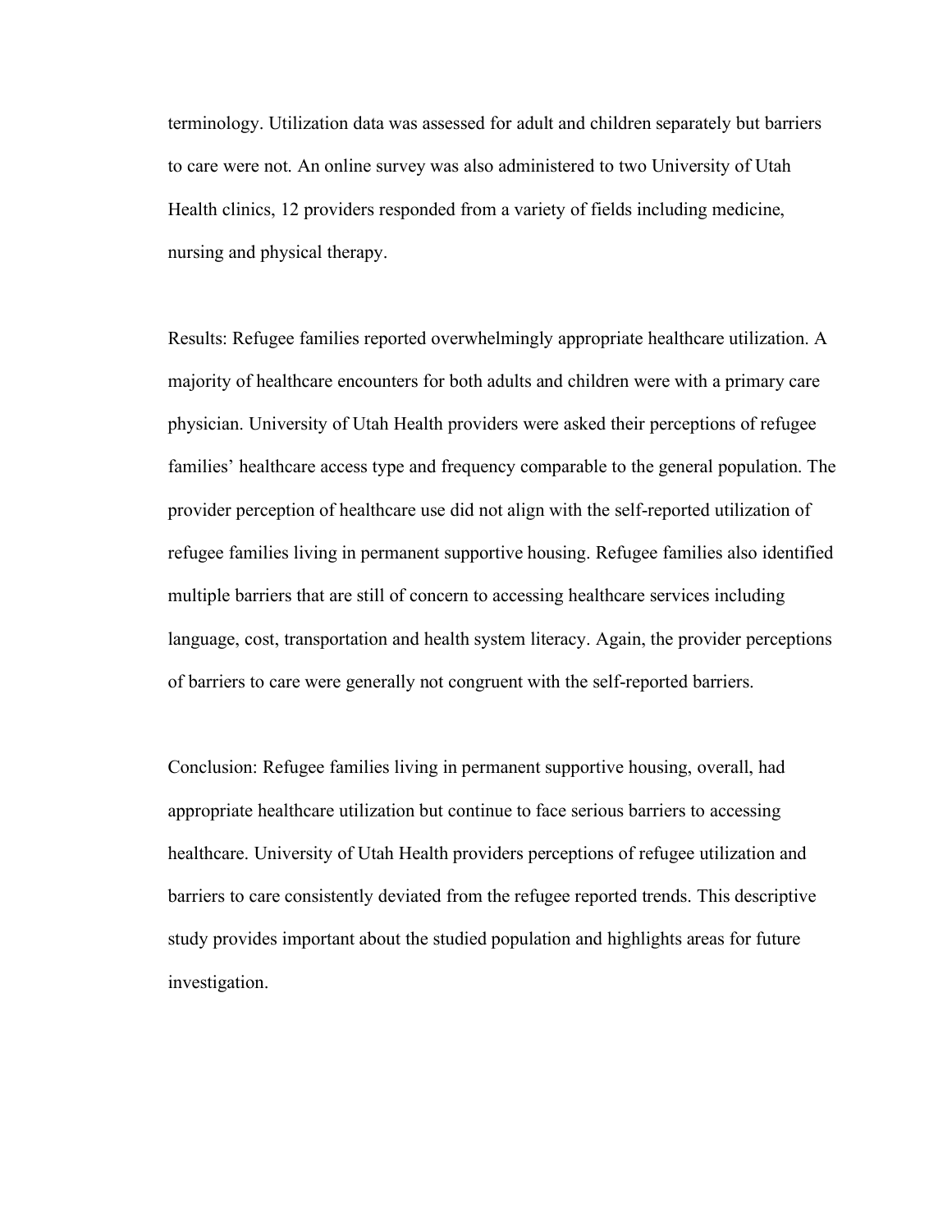terminology. Utilization data was assessed for adult and children separately but barriers to care were not. An online survey was also administered to two University of Utah Health clinics, 12 providers responded from a variety of fields including medicine, nursing and physical therapy.

Results: Refugee families reported overwhelmingly appropriate healthcare utilization. A majority of healthcare encounters for both adults and children were with a primary care physician. University of Utah Health providers were asked their perceptions of refugee families' healthcare access type and frequency comparable to the general population. The provider perception of healthcare use did not align with the self-reported utilization of refugee families living in permanent supportive housing. Refugee families also identified multiple barriers that are still of concern to accessing healthcare services including language, cost, transportation and health system literacy. Again, the provider perceptions of barriers to care were generally not congruent with the self-reported barriers.

Conclusion: Refugee families living in permanent supportive housing, overall, had appropriate healthcare utilization but continue to face serious barriers to accessing healthcare. University of Utah Health providers perceptions of refugee utilization and barriers to care consistently deviated from the refugee reported trends. This descriptive study provides important about the studied population and highlights areas for future investigation.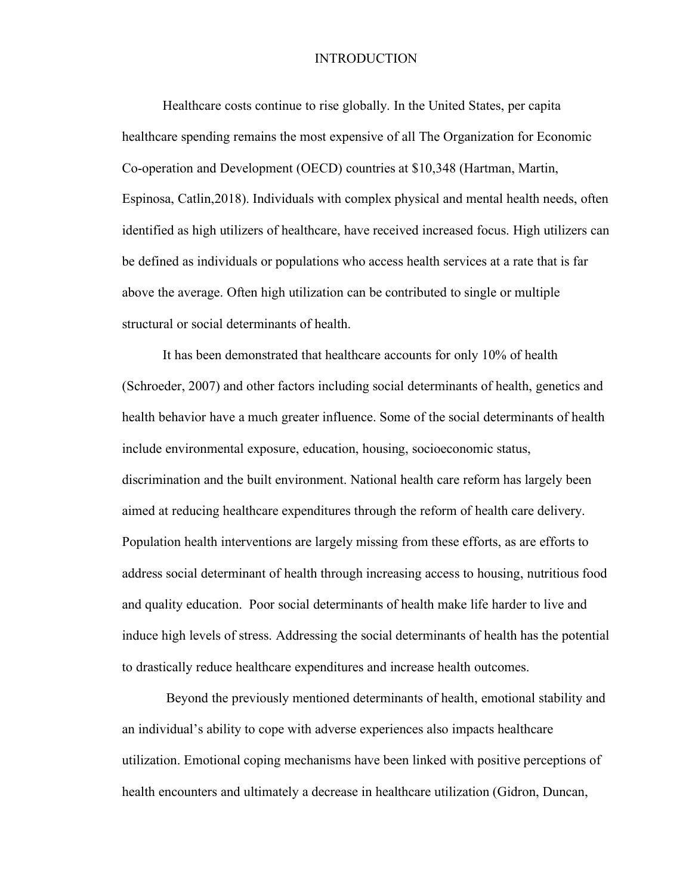# INTRODUCTION

Healthcare costs continue to rise globally. In the United States, per capita healthcare spending remains the most expensive of all The Organization for Economic Co-operation and Development (OECD) countries at $10,348 (Hartman, Martin, Espinosa, Catlin,2018). Individuals with complex physical and mental health needs, often identified as high utilizers of healthcare, have received increased focus. High utilizers can be defined as individuals or populations who access health services at a rate that is far above the average. Often high utilization can be contributed to single or multiple structural or social determinants of health.

It has been demonstrated that healthcare accounts for only 10% of health (Schroeder, 2007) and other factors including social determinants of health, genetics and health behavior have a much greater influence. Some of the social determinants of health include environmental exposure, education, housing, socioeconomic status, discrimination and the built environment. National health care reform has largely been aimed at reducing healthcare expenditures through the reform of health care delivery. Population health interventions are largely missing from these efforts, as are efforts to address social determinant of health through increasing access to housing, nutritious food and quality education. Poor social determinants of health make life harder to live and induce high levels of stress. Addressing the social determinants of health has the potential to drastically reduce healthcare expenditures and increase health outcomes.

Beyond the previously mentioned determinants of health, emotional stability and an individual's ability to cope with adverse experiences also impacts healthcare utilization. Emotional coping mechanisms have been linked with positive perceptions of health encounters and ultimately a decrease in healthcare utilization (Gidron, Duncan,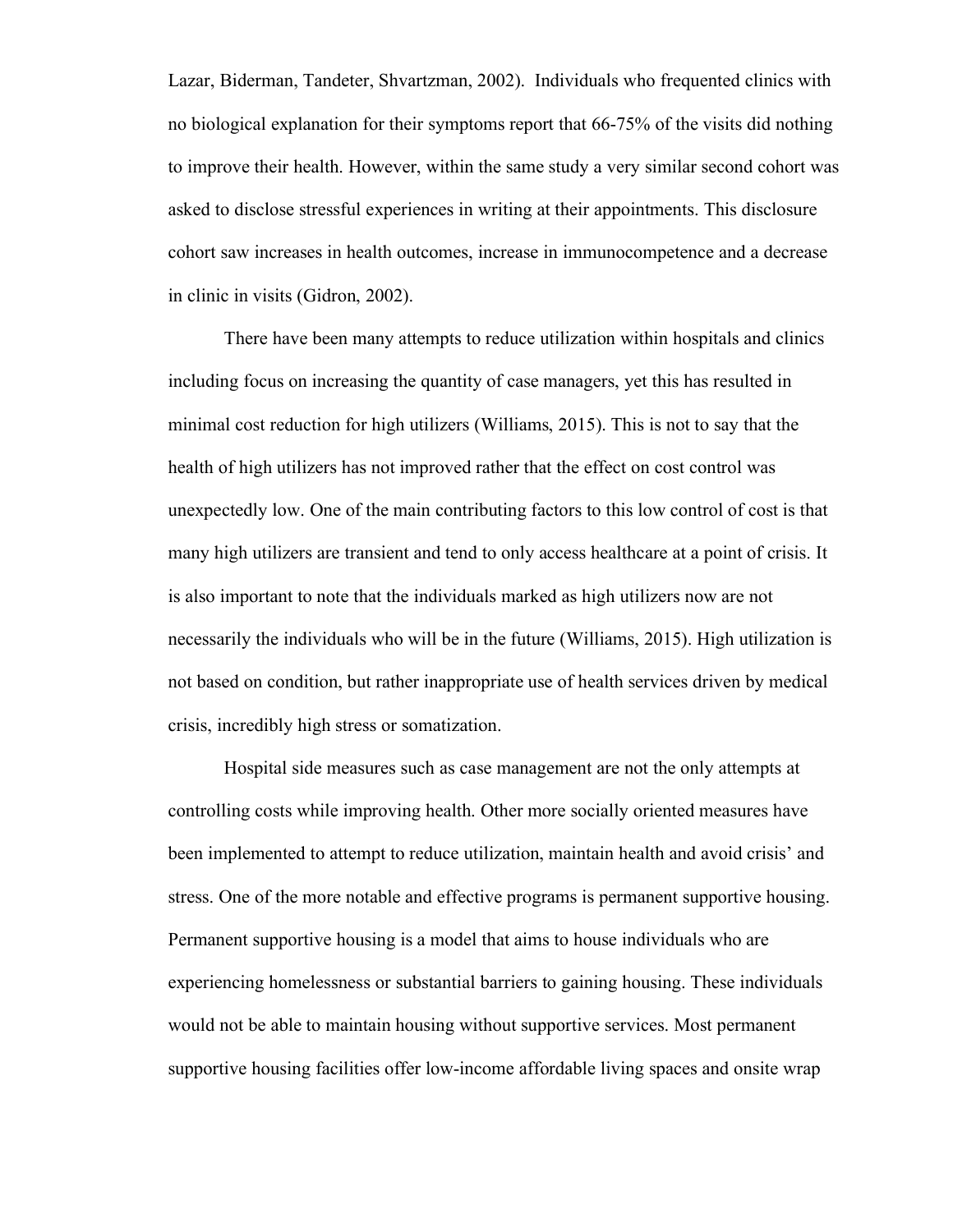Lazar, Biderman, Tandeter, Shvartzman, 2002). Individuals who frequented clinics with no biological explanation for their symptoms report that 66-75% of the visits did nothing to improve their health. However, within the same study a very similar second cohort was asked to disclose stressful experiences in writing at their appointments. This disclosure cohort saw increases in health outcomes, increase in immunocompetence and a decrease in clinic in visits (Gidron, 2002).

There have been many attempts to reduce utilization within hospitals and clinics including focus on increasing the quantity of case managers, yet this has resulted in minimal cost reduction for high utilizers (Williams, 2015). This is not to say that the health of high utilizers has not improved rather that the effect on cost control was unexpectedly low. One of the main contributing factors to this low control of cost is that many high utilizers are transient and tend to only access healthcare at a point of crisis. It is also important to note that the individuals marked as high utilizers now are not necessarily the individuals who will be in the future (Williams, 2015). High utilization is not based on condition, but rather inappropriate use of health services driven by medical crisis, incredibly high stress or somatization.

Hospital side measures such as case management are not the only attempts at controlling costs while improving health. Other more socially oriented measures have been implemented to attempt to reduce utilization, maintain health and avoid crisis' and stress. One of the more notable and effective programs is permanent supportive housing. Permanent supportive housing is a model that aims to house individuals who are experiencing homelessness or substantial barriers to gaining housing. These individuals would not be able to maintain housing without supportive services. Most permanent supportive housing facilities offer low-income affordable living spaces and onsite wrap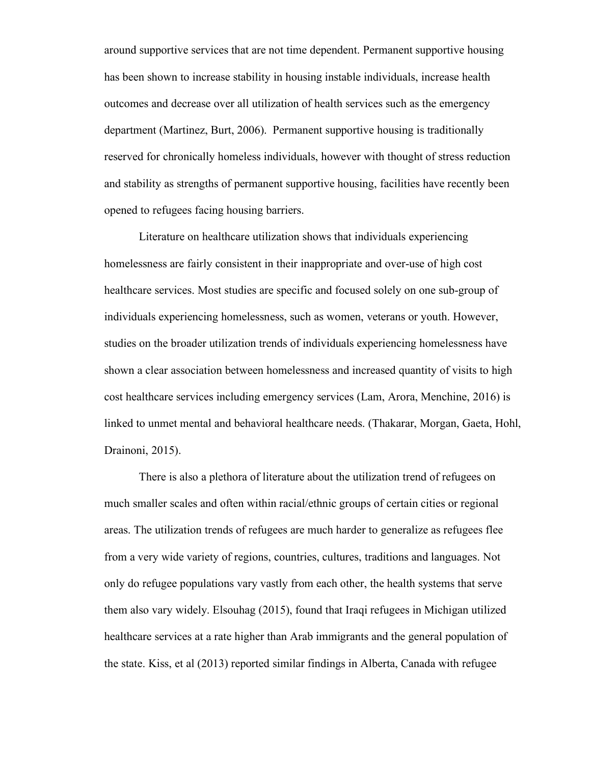around supportive services that are not time dependent. Permanent supportive housing has been shown to increase stability in housing instable individuals, increase health outcomes and decrease over all utilization of health services such as the emergency department (Martinez, Burt, 2006). Permanent supportive housing is traditionally reserved for chronically homeless individuals, however with thought of stress reduction and stability as strengths of permanent supportive housing, facilities have recently been opened to refugees facing housing barriers.

Literature on healthcare utilization shows that individuals experiencing homelessness are fairly consistent in their inappropriate and over-use of high cost healthcare services. Most studies are specific and focused solely on one sub-group of individuals experiencing homelessness, such as women, veterans or youth. However, studies on the broader utilization trends of individuals experiencing homelessness have shown a clear association between homelessness and increased quantity of visits to high cost healthcare services including emergency services (Lam, Arora, Menchine, 2016) is linked to unmet mental and behavioral healthcare needs. (Thakarar, Morgan, Gaeta, Hohl, Drainoni, 2015).

There is also a plethora of literature about the utilization trend of refugees on much smaller scales and often within racial/ethnic groups of certain cities or regional areas. The utilization trends of refugees are much harder to generalize as refugees flee from a very wide variety of regions, countries, cultures, traditions and languages. Not only do refugee populations vary vastly from each other, the health systems that serve them also vary widely. Elsouhag (2015), found that Iraqi refugees in Michigan utilized healthcare services at a rate higher than Arab immigrants and the general population of the state. Kiss, et al (2013) reported similar findings in Alberta, Canada with refugee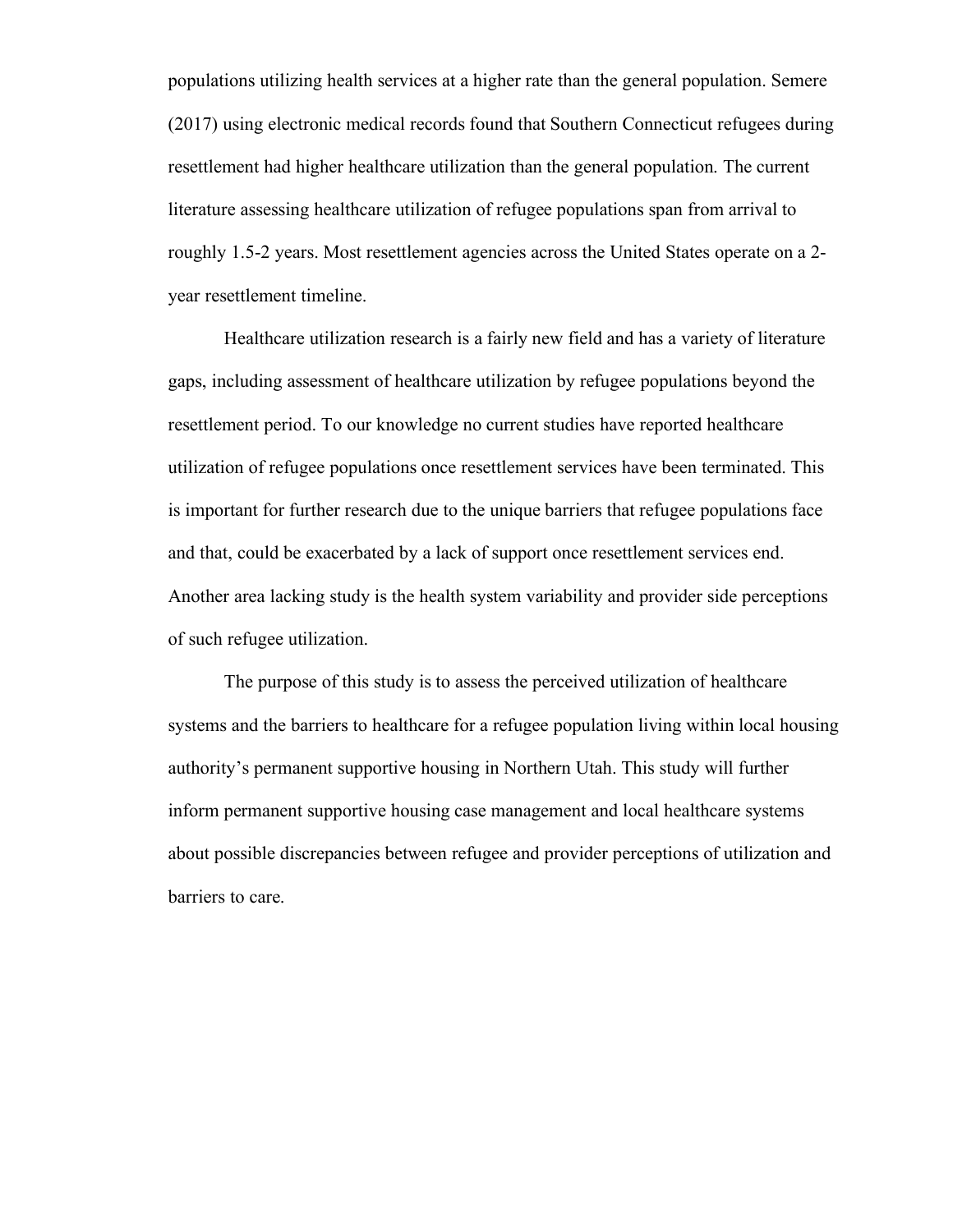populations utilizing health services at a higher rate than the general population. Semere (2017) using electronic medical records found that Southern Connecticut refugees during resettlement had higher healthcare utilization than the general population. The current literature assessing healthcare utilization of refugee populations span from arrival to roughly 1.5-2 years. Most resettlement agencies across the United States operate on a 2-year resettlement timeline.

Healthcare utilization research is a fairly new field and has a variety of literature gaps, including assessment of healthcare utilization by refugee populations beyond the resettlement period. To our knowledge no current studies have reported healthcare utilization of refugee populations once resettlement services have been terminated. This is important for further research due to the unique barriers that refugee populations face and that, could be exacerbated by a lack of support once resettlement services end. Another area lacking study is the health system variability and provider side perceptions of such refugee utilization.

The purpose of this study is to assess the perceived utilization of healthcare systems and the barriers to healthcare for a refugee population living within local housing authority's permanent supportive housing in Northern Utah. This study will further inform permanent supportive housing case management and local healthcare systems about possible discrepancies between refugee and provider perceptions of utilization and barriers to care.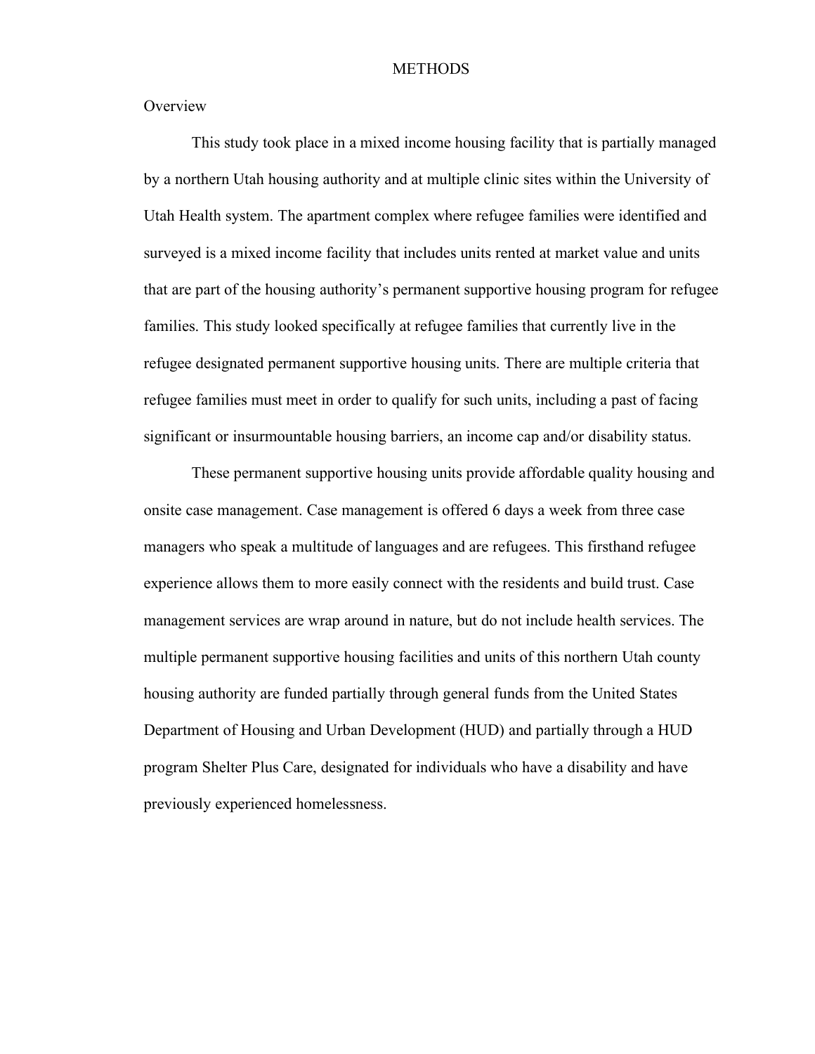# METHODS

## Overview

This study took place in a mixed income housing facility that is partially managed by a northern Utah housing authority and at multiple clinic sites within the University of Utah Health system. The apartment complex where refugee families were identified and surveyed is a mixed income facility that includes units rented at market value and units that are part of the housing authority's permanent supportive housing program for refugee families. This study looked specifically at refugee families that currently live in the refugee designated permanent supportive housing units. There are multiple criteria that refugee families must meet in order to qualify for such units, including a past of facing significant or insurmountable housing barriers, an income cap and/or disability status.

These permanent supportive housing units provide affordable quality housing and onsite case management. Case management is offered 6 days a week from three case managers who speak a multitude of languages and are refugees. This firsthand refugee experience allows them to more easily connect with the residents and build trust. Case management services are wrap around in nature, but do not include health services. The multiple permanent supportive housing facilities and units of this northern Utah county housing authority are funded partially through general funds from the United States Department of Housing and Urban Development (HUD) and partially through a HUD program Shelter Plus Care, designated for individuals who have a disability and have previously experienced homelessness.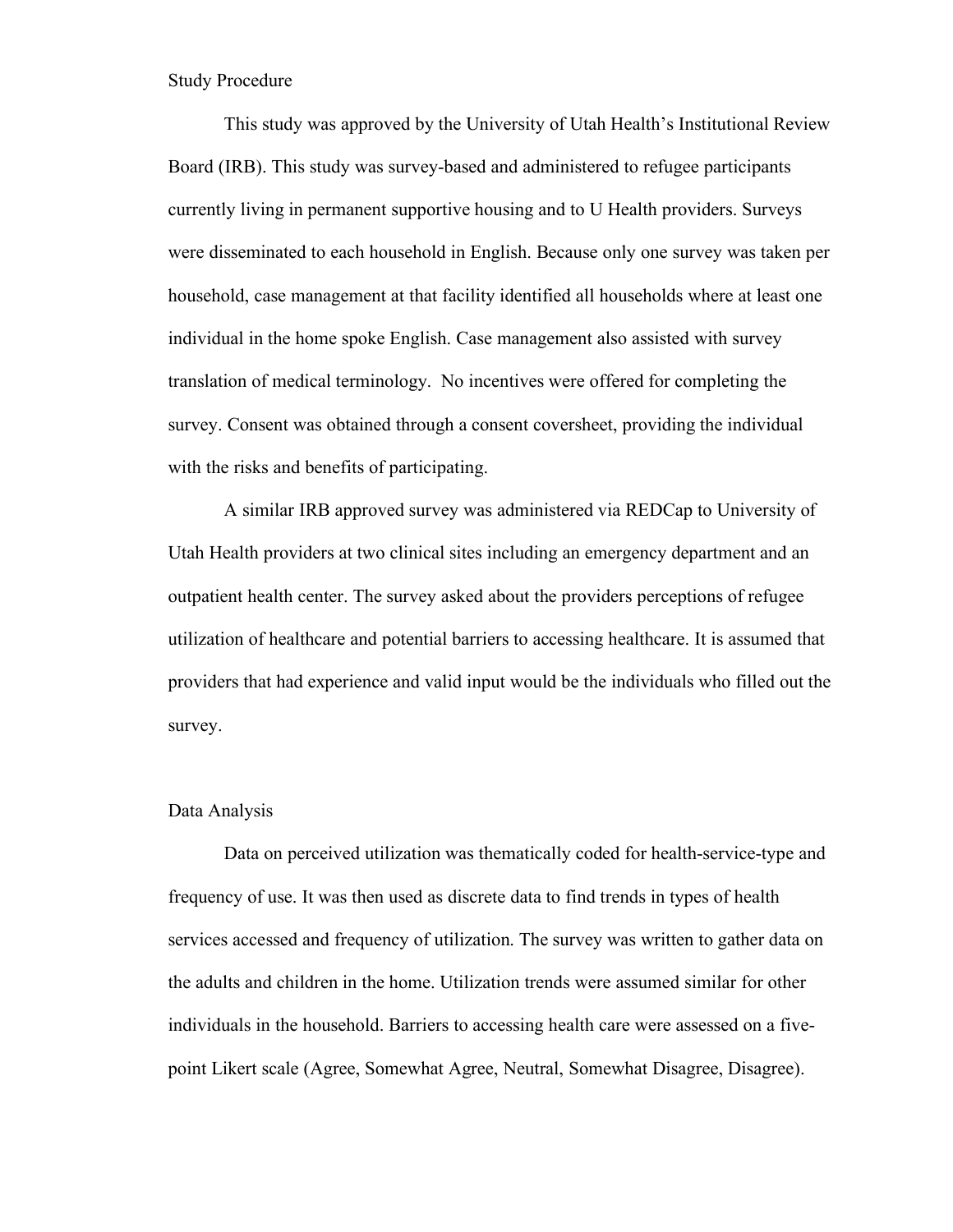## Study Procedure

This study was approved by the University of Utah Health's Institutional Review Board (IRB). This study was survey-based and administered to refugee participants currently living in permanent supportive housing and to U Health providers. Surveys were disseminated to each household in English. Because only one survey was taken per household, case management at that facility identified all households where at least one individual in the home spoke English. Case management also assisted with survey translation of medical terminology. No incentives were offered for completing the survey. Consent was obtained through a consent coversheet, providing the individual with the risks and benefits of participating.

A similar IRB approved survey was administered via REDCap to University of Utah Health providers at two clinical sites including an emergency department and an outpatient health center. The survey asked about the providers perceptions of refugee utilization of healthcare and potential barriers to accessing healthcare. It is assumed that providers that had experience and valid input would be the individuals who filled out the survey.

## Data Analysis

Data on perceived utilization was thematically coded for health-service-type and frequency of use. It was then used as discrete data to find trends in types of health services accessed and frequency of utilization. The survey was written to gather data on the adults and children in the home. Utilization trends were assumed similar for other individuals in the household. Barriers to accessing health care were assessed on a five-point Likert scale (Agree, Somewhat Agree, Neutral, Somewhat Disagree, Disagree).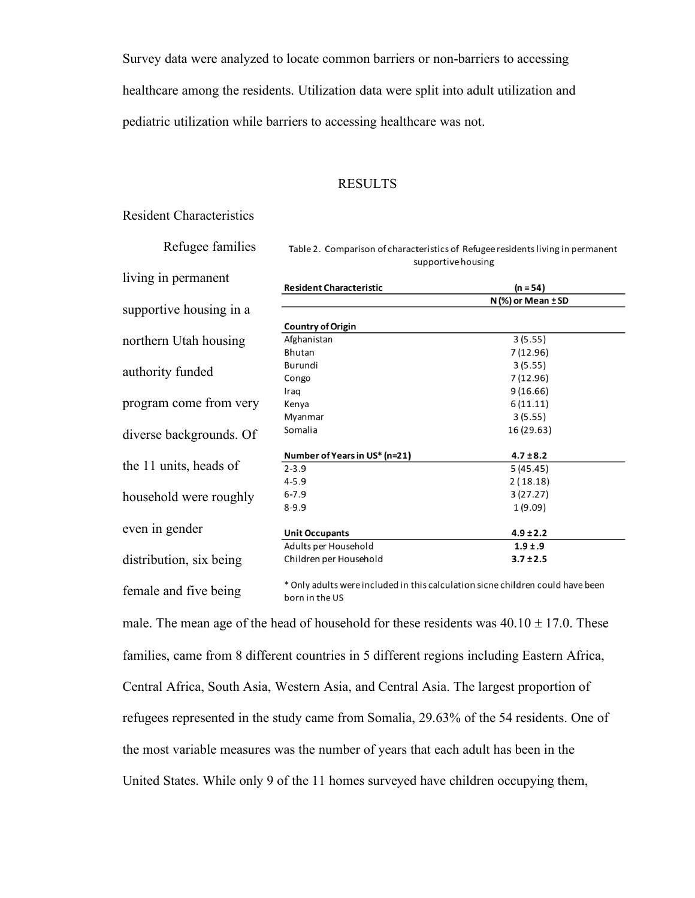Survey data were analyzed to locate common barriers or non-barriers to accessing healthcare among the residents. Utilization data were split into adult utilization and pediatric utilization while barriers to accessing healthcare was not.

## RESULTS

### Resident Characteristics

Refugee families living in permanent supportive housing in a northern Utah housing authority funded program come from very diverse backgrounds. Of the 11 units, heads of household were roughly even in gender distribution, six being female and five being male. The mean age of the head of household for these residents was 40.10 ± 17.0. These families, came from 8 different countries in 5 different regions including Eastern Africa, Central Africa, South Asia, Western Asia, and Central Asia. The largest proportion of refugees represented in the study came from Somalia, 29.63% of the 54 residents. One of the most variable measures was the number of years that each adult has been in the United States. While only 9 of the 11 homes surveyed have children occupying them,

Table 2. Comparison of characteristics of Refugee residents living in permanent supportive housing

| Resident Characteristic | (n = 54) N (%) or Mean ± SD |
|---|---|
| **Country of Origin** | |
| Afghanistan | 3 (5.55) |
| Bhutan | 7 (12.96) |
| Burundi | 3 (5.55) |
| Congo | 7 (12.96) |
| Iraq | 9 (16.66) |
| Kenya | 6 (11.11) |
| Myanmar | 3 (5.55) |
| Somalia | 16 (29.63) |
| **Number of Years in US* (n=21)** | **4.7 ± 8.2** |
| 2-3.9 | 5 (45.45) |
| 4-5.9 | 2 (18.18) |
| 6-7.9 | 3 (27.27) |
| 8-9.9 | 1 (9.09) |
| **Unit Occupants** | **4.9 ± 2.2** |
| Adults per Household | **1.9 ± .9** |
| Children per Household | **3.7 ± 2.5** |

\* Only adults were included in this calculation sicne children could have been born in the US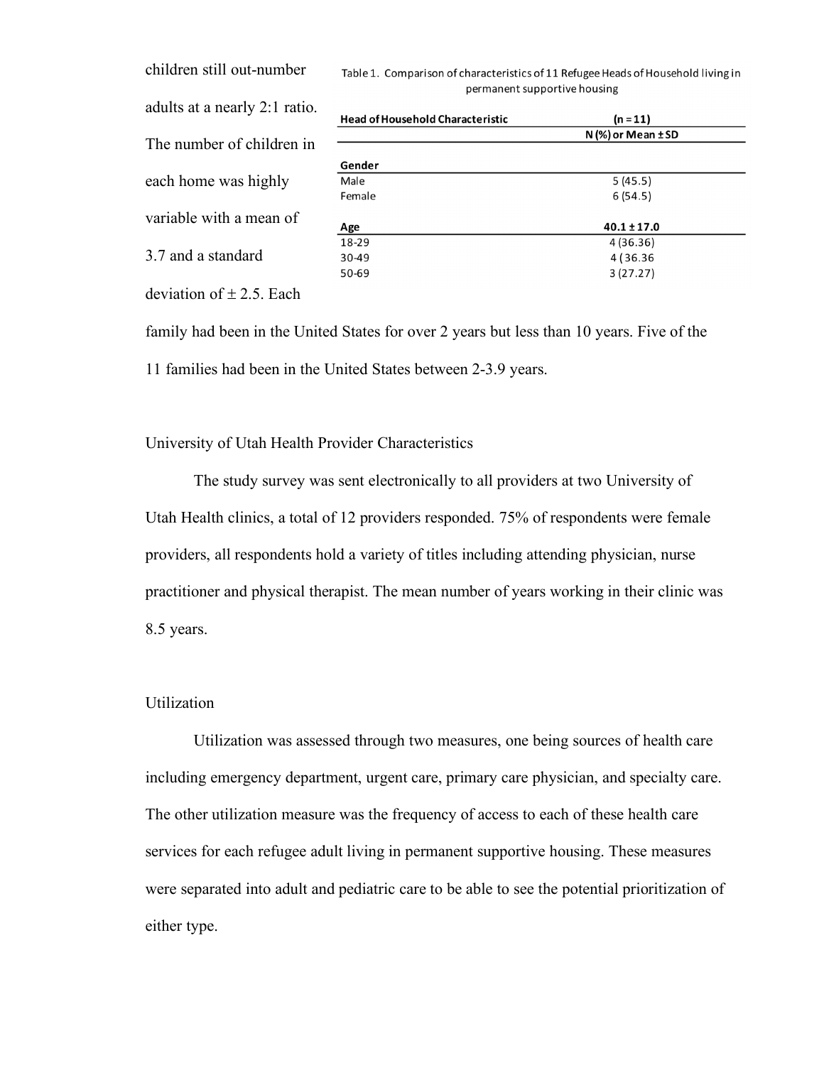children still out-number adults at a nearly 2:1 ratio. The number of children in each home was highly variable with a mean of 3.7 and a standard deviation of ± 2.5. Each family had been in the United States for over 2 years but less than 10 years. Five of the 11 families had been in the United States between 2-3.9 years.

Table 1. Comparison of characteristics of 11 Refugee Heads of Household living in permanent supportive housing

| **Head of Household Characteristic** | **(n = 11)** |
|---|---|
| | **N (%) or Mean ± SD** |
| **Gender** | |
| Male | 5 (45.5) |
| Female | 6 (54.5) |
| **Age** | **40.1 ± 17.0** |
| 18-29 | 4 (36.36) |
| 30-49 | 4 (36.36 |
| 50-69 | 3 (27.27) |

University of Utah Health Provider Characteristics

The study survey was sent electronically to all providers at two University of Utah Health clinics, a total of 12 providers responded. 75% of respondents were female providers, all respondents hold a variety of titles including attending physician, nurse practitioner and physical therapist. The mean number of years working in their clinic was 8.5 years.

Utilization

Utilization was assessed through two measures, one being sources of health care including emergency department, urgent care, primary care physician, and specialty care. The other utilization measure was the frequency of access to each of these health care services for each refugee adult living in permanent supportive housing. These measures were separated into adult and pediatric care to be able to see the potential prioritization of either type.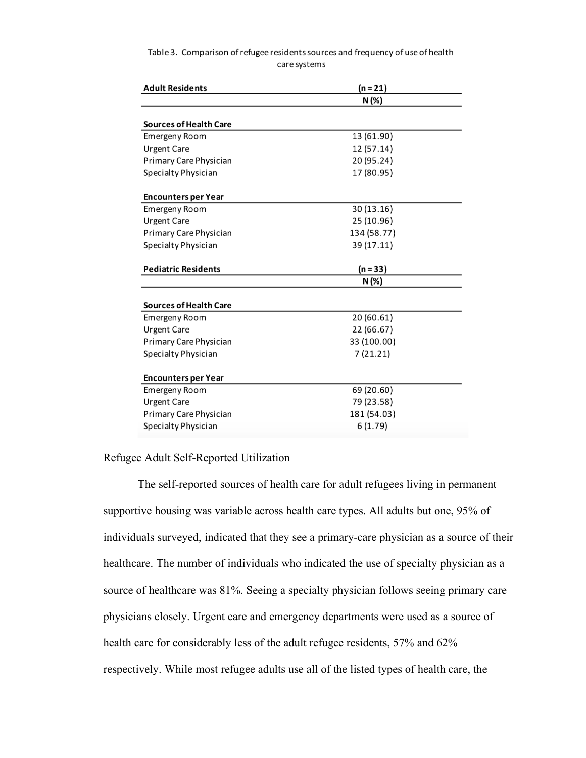Table 3. Comparison of refugee residents sources and frequency of use of health care systems

| Adult Residents | (n = 21) N (%) |
|---|---|
| **Sources of Health Care** | |
| Emergeny Room | 13 (61.90) |
| Urgent Care | 12 (57.14) |
| Primary Care Physician | 20 (95.24) |
| Specialty Physician | 17 (80.95) |
| **Encounters per Year** | |
| Emergeny Room | 30 (13.16) |
| Urgent Care | 25 (10.96) |
| Primary Care Physician | 134 (58.77) |
| Specialty Physician | 39 (17.11) |
| **Pediatric Residents** | **(n = 33) N (%)** |
| **Sources of Health Care** | |
| Emergeny Room | 20 (60.61) |
| Urgent Care | 22 (66.67) |
| Primary Care Physician | 33 (100.00) |
| Specialty Physician | 7 (21.21) |
| **Encounters per Year** | |
| Emergeny Room | 69 (20.60) |
| Urgent Care | 79 (23.58) |
| Primary Care Physician | 181 (54.03) |
| Specialty Physician | 6 (1.79) |

Refugee Adult Self-Reported Utilization

The self-reported sources of health care for adult refugees living in permanent supportive housing was variable across health care types. All adults but one, 95% of individuals surveyed, indicated that they see a primary-care physician as a source of their healthcare. The number of individuals who indicated the use of specialty physician as a source of healthcare was 81%. Seeing a specialty physician follows seeing primary care physicians closely. Urgent care and emergency departments were used as a source of health care for considerably less of the adult refugee residents, 57% and 62% respectively. While most refugee adults use all of the listed types of health care, the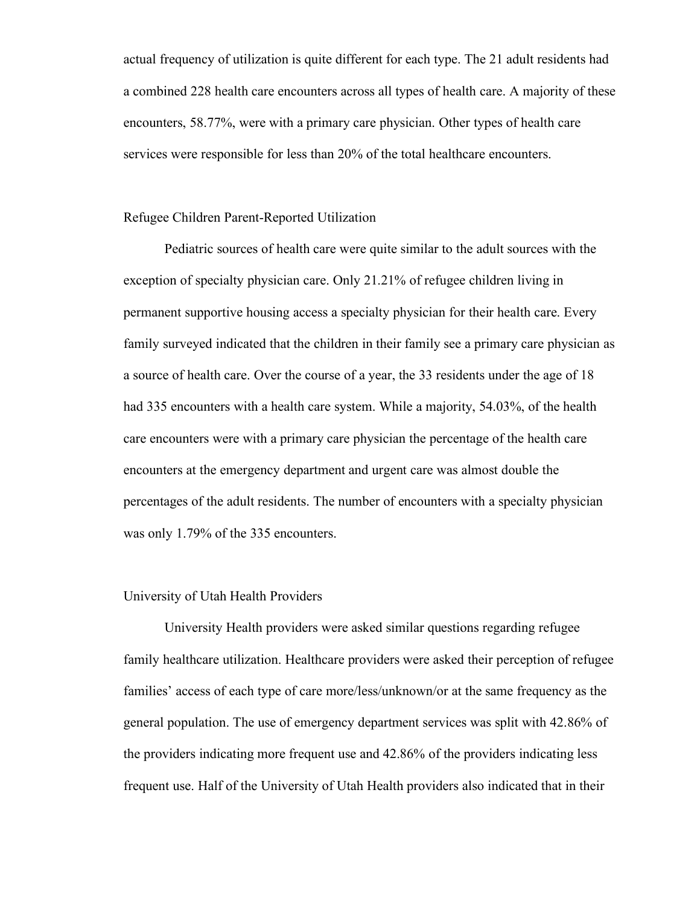actual frequency of utilization is quite different for each type. The 21 adult residents had a combined 228 health care encounters across all types of health care. A majority of these encounters, 58.77%, were with a primary care physician. Other types of health care services were responsible for less than 20% of the total healthcare encounters.

### Refugee Children Parent-Reported Utilization

Pediatric sources of health care were quite similar to the adult sources with the exception of specialty physician care. Only 21.21% of refugee children living in permanent supportive housing access a specialty physician for their health care. Every family surveyed indicated that the children in their family see a primary care physician as a source of health care. Over the course of a year, the 33 residents under the age of 18 had 335 encounters with a health care system. While a majority, 54.03%, of the health care encounters were with a primary care physician the percentage of the health care encounters at the emergency department and urgent care was almost double the percentages of the adult residents. The number of encounters with a specialty physician was only 1.79% of the 335 encounters.

### University of Utah Health Providers

University Health providers were asked similar questions regarding refugee family healthcare utilization. Healthcare providers were asked their perception of refugee families' access of each type of care more/less/unknown/or at the same frequency as the general population. The use of emergency department services was split with 42.86% of the providers indicating more frequent use and 42.86% of the providers indicating less frequent use. Half of the University of Utah Health providers also indicated that in their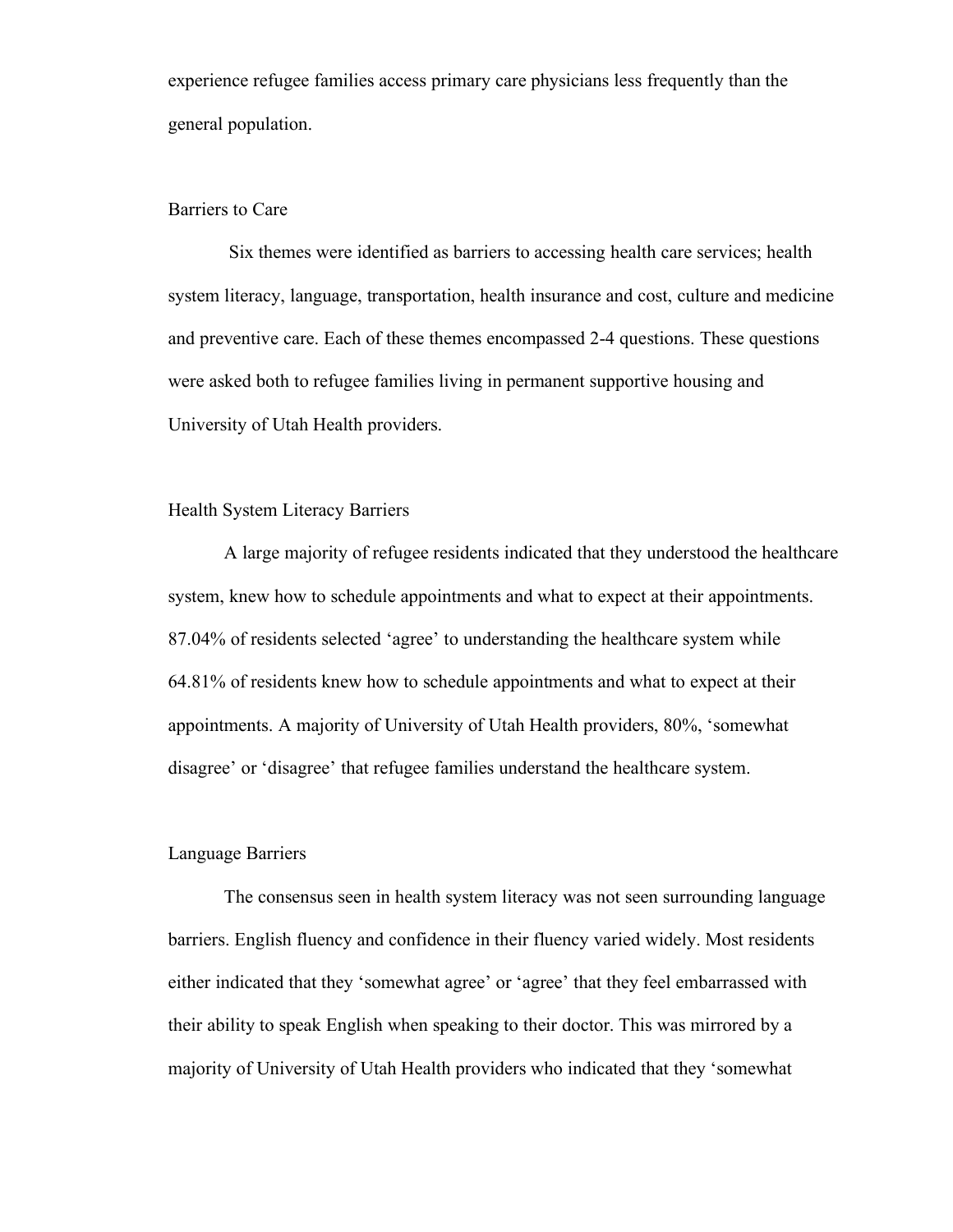experience refugee families access primary care physicians less frequently than the general population.

## Barriers to Care

Six themes were identified as barriers to accessing health care services; health system literacy, language, transportation, health insurance and cost, culture and medicine and preventive care. Each of these themes encompassed 2-4 questions. These questions were asked both to refugee families living in permanent supportive housing and University of Utah Health providers.

### Health System Literacy Barriers

A large majority of refugee residents indicated that they understood the healthcare system, knew how to schedule appointments and what to expect at their appointments. 87.04% of residents selected 'agree' to understanding the healthcare system while 64.81% of residents knew how to schedule appointments and what to expect at their appointments. A majority of University of Utah Health providers, 80%, 'somewhat disagree' or 'disagree' that refugee families understand the healthcare system.

### Language Barriers

The consensus seen in health system literacy was not seen surrounding language barriers. English fluency and confidence in their fluency varied widely. Most residents either indicated that they 'somewhat agree' or 'agree' that they feel embarrassed with their ability to speak English when speaking to their doctor. This was mirrored by a majority of University of Utah Health providers who indicated that they 'somewhat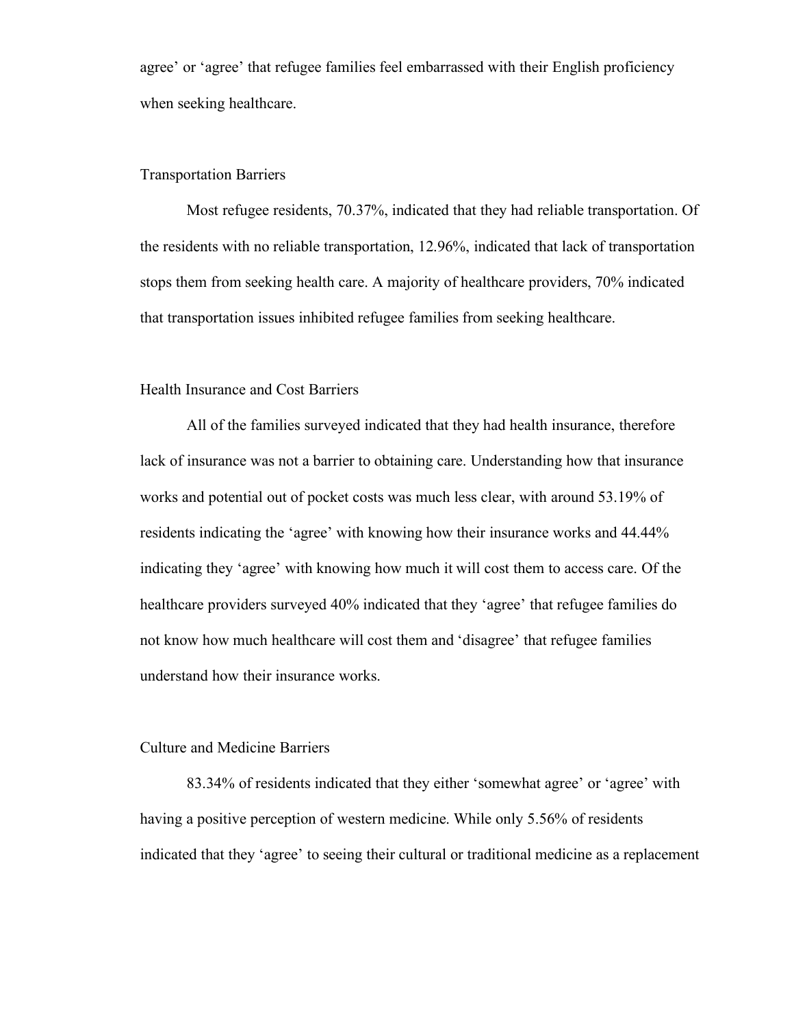agree' or 'agree' that refugee families feel embarrassed with their English proficiency when seeking healthcare.

### Transportation Barriers

Most refugee residents, 70.37%, indicated that they had reliable transportation. Of the residents with no reliable transportation, 12.96%, indicated that lack of transportation stops them from seeking health care. A majority of healthcare providers, 70% indicated that transportation issues inhibited refugee families from seeking healthcare.

### Health Insurance and Cost Barriers

All of the families surveyed indicated that they had health insurance, therefore lack of insurance was not a barrier to obtaining care. Understanding how that insurance works and potential out of pocket costs was much less clear, with around 53.19% of residents indicating the 'agree' with knowing how their insurance works and 44.44% indicating they 'agree' with knowing how much it will cost them to access care. Of the healthcare providers surveyed 40% indicated that they 'agree' that refugee families do not know how much healthcare will cost them and 'disagree' that refugee families understand how their insurance works.

### Culture and Medicine Barriers

83.34% of residents indicated that they either 'somewhat agree' or 'agree' with having a positive perception of western medicine. While only 5.56% of residents indicated that they 'agree' to seeing their cultural or traditional medicine as a replacement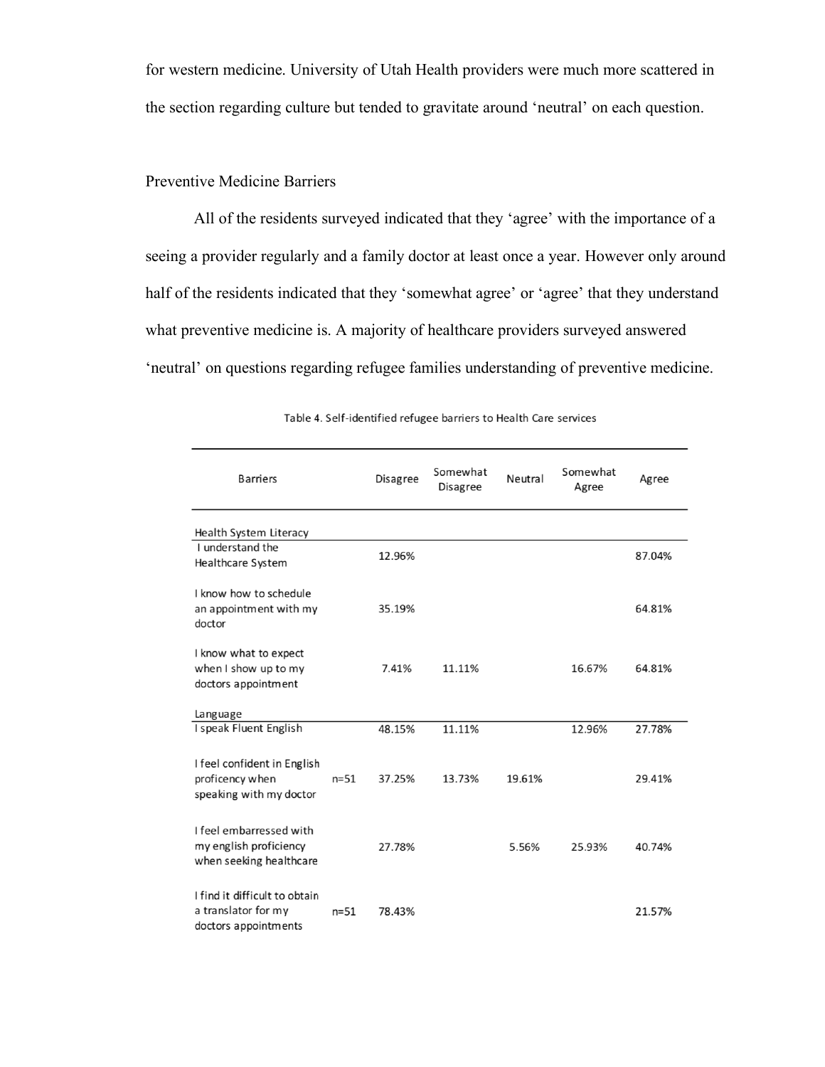for western medicine. University of Utah Health providers were much more scattered in the section regarding culture but tended to gravitate around 'neutral' on each question.

## Preventive Medicine Barriers

All of the residents surveyed indicated that they 'agree' with the importance of a seeing a provider regularly and a family doctor at least once a year. However only around half of the residents indicated that they 'somewhat agree' or 'agree' that they understand what preventive medicine is. A majority of healthcare providers surveyed answered 'neutral' on questions regarding refugee families understanding of preventive medicine.

Table 4. Self-identified refugee barriers to Health Care services

| Barriers | | Disagree | Somewhat Disagree | Neutral | Somewhat Agree | Agree |
|---|---|---|---|---|---|---|
| Health System Literacy | | | | | | |
| I understand the Healthcare System | | 12.96% | | | | 87.04% |
| I know how to schedule an appointment with my doctor | | 35.19% | | | | 64.81% |
| I know what to expect when I show up to my doctors appointment | | 7.41% | 11.11% | | 16.67% | 64.81% |
| Language | | | | | | |
| I speak Fluent English | | 48.15% | 11.11% | | 12.96% | 27.78% |
| I feel confident in English proficency when speaking with my doctor | n=51 | 37.25% | 13.73% | 19.61% | | 29.41% |
| I feel embarressed with my english proficiency when seeking healthcare | | 27.78% | | 5.56% | 25.93% | 40.74% |
| I find it difficult to obtain a translator for my doctors appointments | n=51 | 78.43% | | | | 21.57% |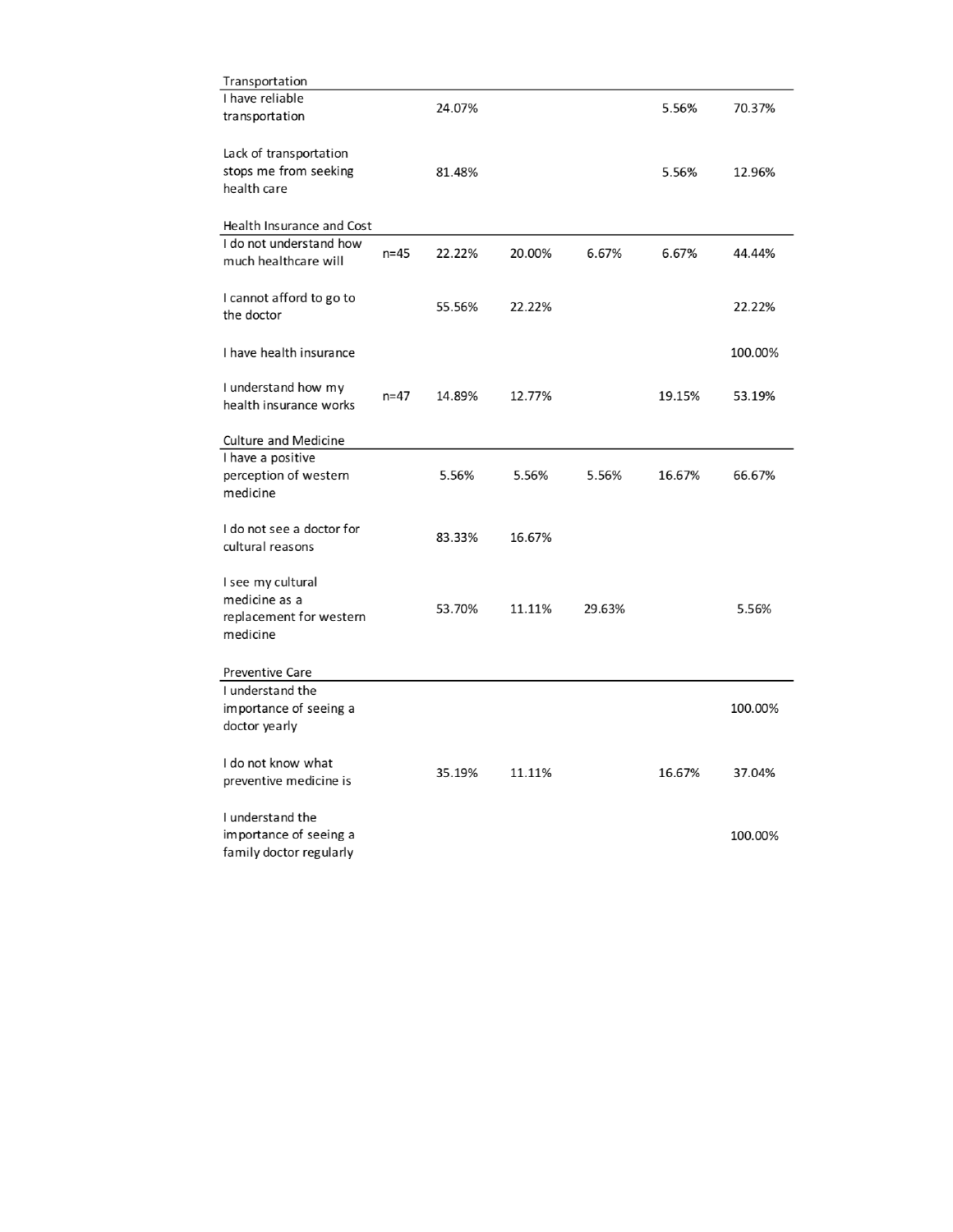| | | | | | | |
|---|---|---|---|---|---|---|
| **Transportation** | | | | | | |
| I have reliable transportation | | 24.07% | | | 5.56% | 70.37% |
| Lack of transportation stops me from seeking health care | | 81.48% | | | 5.56% | 12.96% |
| **Health Insurance and Cost** | | | | | | |
| I do not understand how much healthcare will | n=45 | 22.22% | 20.00% | 6.67% | 6.67% | 44.44% |
| I cannot afford to go to the doctor | | 55.56% | 22.22% | | | 22.22% |
| I have health insurance | | | | | | 100.00% |
| I understand how my health insurance works | n=47 | 14.89% | 12.77% | | 19.15% | 53.19% |
| **Culture and Medicine** | | | | | | |
| I have a positive perception of western medicine | | 5.56% | 5.56% | 5.56% | 16.67% | 66.67% |
| I do not see a doctor for cultural reasons | | 83.33% | 16.67% | | | |
| I see my cultural medicine as a replacement for western medicine | | 53.70% | 11.11% | 29.63% | | 5.56% |
| **Preventive Care** | | | | | | |
| I understand the importance of seeing a doctor yearly | | | | | | 100.00% |
| I do not know what preventive medicine is | | 35.19% | 11.11% | | 16.67% | 37.04% |
| I understand the importance of seeing a family doctor regularly | | | | | | 100.00% |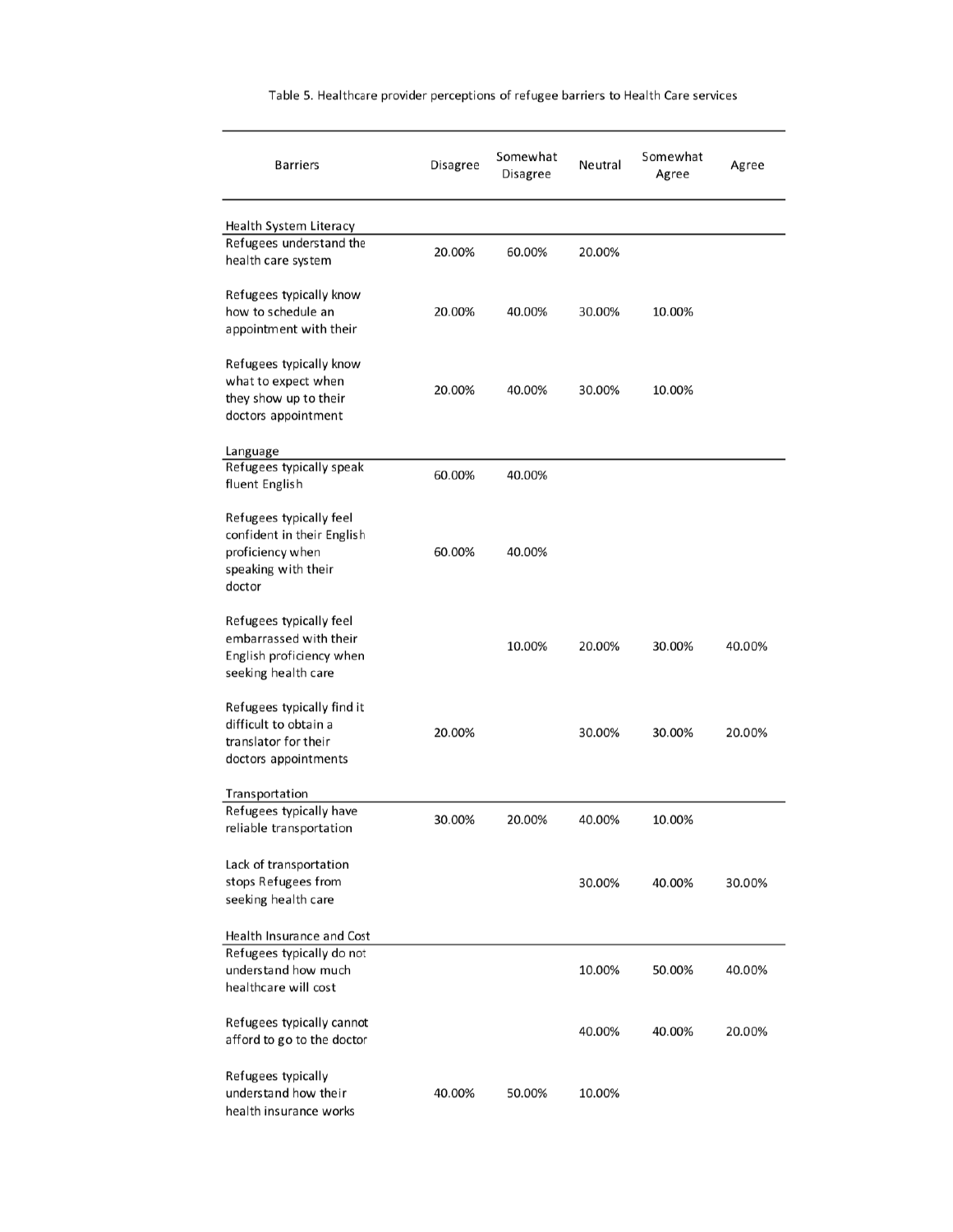Table 5. Healthcare provider perceptions of refugee barriers to Health Care services

| Barriers | Disagree | Somewhat Disagree | Neutral | Somewhat Agree | Agree |
|---|---|---|---|---|---|
| **Health System Literacy** | | | | | |
| Refugees understand the health care system | 20.00% | 60.00% | 20.00% | | |
| Refugees typically know how to schedule an appointment with their | 20.00% | 40.00% | 30.00% | 10.00% | |
| Refugees typically know what to expect when they show up to their doctors appointment | 20.00% | 40.00% | 30.00% | 10.00% | |
| **Language** | | | | | |
| Refugees typically speak fluent English | 60.00% | 40.00% | | | |
| Refugees typically feel confident in their English proficiency when speaking with their doctor | 60.00% | 40.00% | | | |
| Refugees typically feel embarrassed with their English proficiency when seeking health care | | 10.00% | 20.00% | 30.00% | 40.00% |
| Refugees typically find it difficult to obtain a translator for their doctors appointments | 20.00% | | 30.00% | 30.00% | 20.00% |
| **Transportation** | | | | | |
| Refugees typically have reliable transportation | 30.00% | 20.00% | 40.00% | 10.00% | |
| Lack of transportation stops Refugees from seeking health care | | | 30.00% | 40.00% | 30.00% |
| **Health Insurance and Cost** | | | | | |
| Refugees typically do not understand how much healthcare will cost | | | 10.00% | 50.00% | 40.00% |
| Refugees typically cannot afford to go to the doctor | | | 40.00% | 40.00% | 20.00% |
| Refugees typically understand how their health insurance works | 40.00% | 50.00% | 10.00% | | |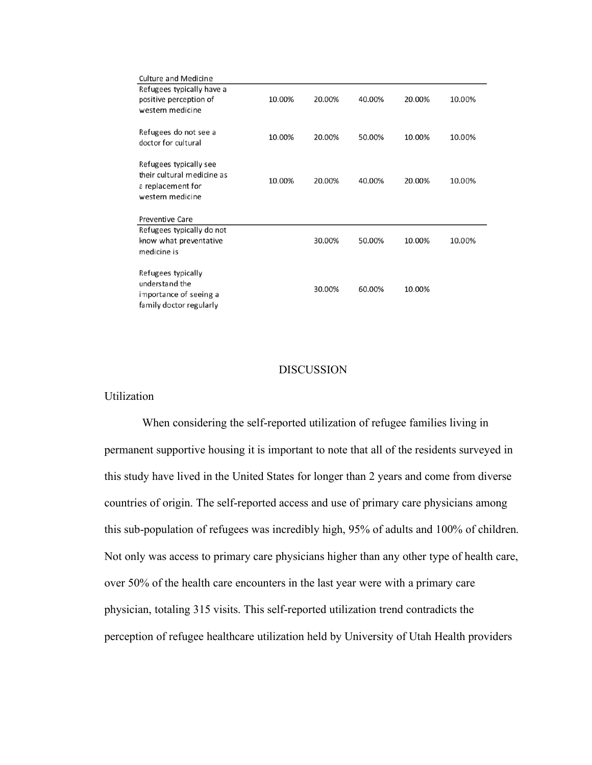| Culture and Medicine | | | | | |
|---|---|---|---|---|---|
| Refugees typically have a positive perception of western medicine | 10.00% | 20.00% | 40.00% | 20.00% | 10.00% |
| Refugees do not see a doctor for cultural | 10.00% | 20.00% | 50.00% | 10.00% | 10.00% |
| Refugees typically see their cultural medicine as a replacement for western medicine | 10.00% | 20.00% | 40.00% | 20.00% | 10.00% |
| Preventive Care | | | | | |
| Refugees typically do not know what preventative medicine is | | 30.00% | 50.00% | 10.00% | 10.00% |
| Refugees typically understand the importance of seeing a family doctor regularly | | 30.00% | 60.00% | 10.00% | |

# DISCUSSION

## Utilization

When considering the self-reported utilization of refugee families living in permanent supportive housing it is important to note that all of the residents surveyed in this study have lived in the United States for longer than 2 years and come from diverse countries of origin. The self-reported access and use of primary care physicians among this sub-population of refugees was incredibly high, 95% of adults and 100% of children. Not only was access to primary care physicians higher than any other type of health care, over 50% of the health care encounters in the last year were with a primary care physician, totaling 315 visits. This self-reported utilization trend contradicts the perception of refugee healthcare utilization held by University of Utah Health providers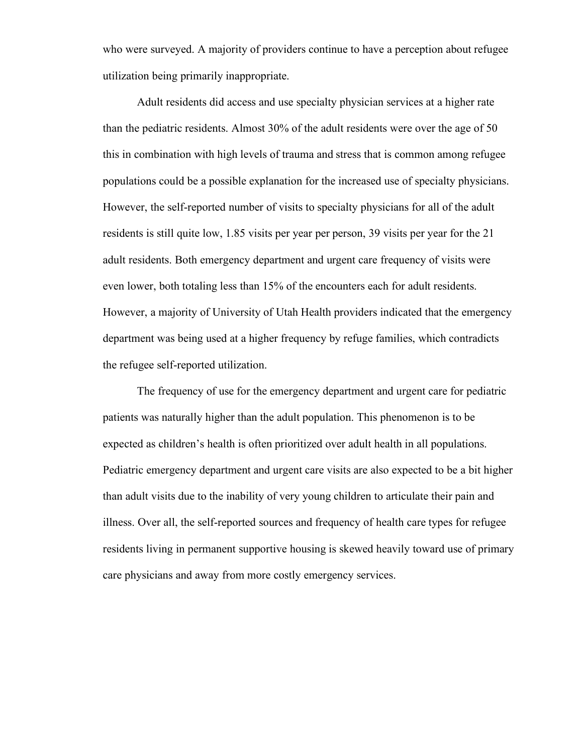who were surveyed. A majority of providers continue to have a perception about refugee utilization being primarily inappropriate.

Adult residents did access and use specialty physician services at a higher rate than the pediatric residents. Almost 30% of the adult residents were over the age of 50 this in combination with high levels of trauma and stress that is common among refugee populations could be a possible explanation for the increased use of specialty physicians. However, the self-reported number of visits to specialty physicians for all of the adult residents is still quite low, 1.85 visits per year per person, 39 visits per year for the 21 adult residents. Both emergency department and urgent care frequency of visits were even lower, both totaling less than 15% of the encounters each for adult residents. However, a majority of University of Utah Health providers indicated that the emergency department was being used at a higher frequency by refuge families, which contradicts the refugee self-reported utilization.

The frequency of use for the emergency department and urgent care for pediatric patients was naturally higher than the adult population. This phenomenon is to be expected as children's health is often prioritized over adult health in all populations. Pediatric emergency department and urgent care visits are also expected to be a bit higher than adult visits due to the inability of very young children to articulate their pain and illness. Over all, the self-reported sources and frequency of health care types for refugee residents living in permanent supportive housing is skewed heavily toward use of primary care physicians and away from more costly emergency services.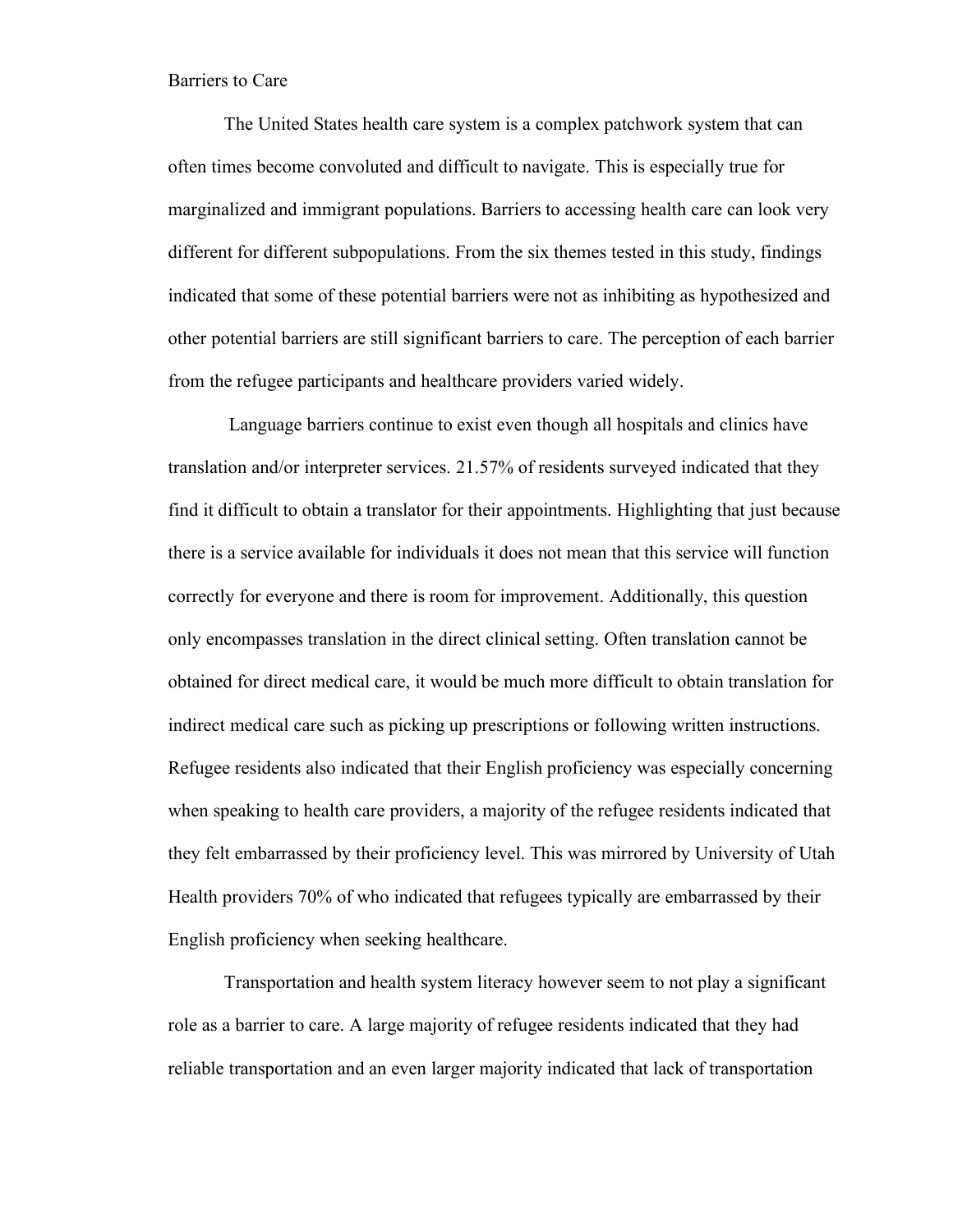## Barriers to Care

The United States health care system is a complex patchwork system that can often times become convoluted and difficult to navigate. This is especially true for marginalized and immigrant populations. Barriers to accessing health care can look very different for different subpopulations. From the six themes tested in this study, findings indicated that some of these potential barriers were not as inhibiting as hypothesized and other potential barriers are still significant barriers to care. The perception of each barrier from the refugee participants and healthcare providers varied widely.

Language barriers continue to exist even though all hospitals and clinics have translation and/or interpreter services. 21.57% of residents surveyed indicated that they find it difficult to obtain a translator for their appointments. Highlighting that just because there is a service available for individuals it does not mean that this service will function correctly for everyone and there is room for improvement. Additionally, this question only encompasses translation in the direct clinical setting. Often translation cannot be obtained for direct medical care, it would be much more difficult to obtain translation for indirect medical care such as picking up prescriptions or following written instructions. Refugee residents also indicated that their English proficiency was especially concerning when speaking to health care providers, a majority of the refugee residents indicated that they felt embarrassed by their proficiency level. This was mirrored by University of Utah Health providers 70% of who indicated that refugees typically are embarrassed by their English proficiency when seeking healthcare.

Transportation and health system literacy however seem to not play a significant role as a barrier to care. A large majority of refugee residents indicated that they had reliable transportation and an even larger majority indicated that lack of transportation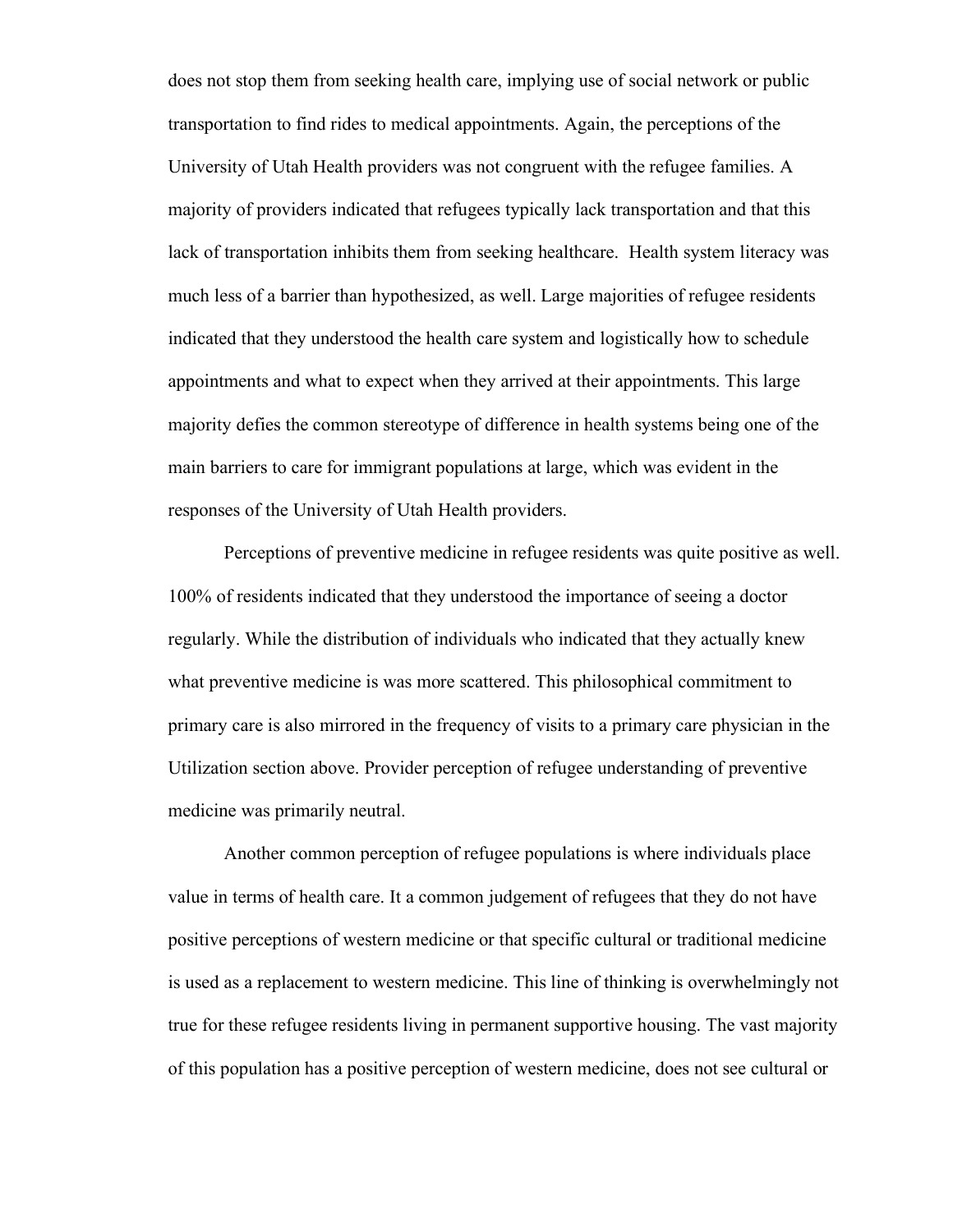does not stop them from seeking health care, implying use of social network or public transportation to find rides to medical appointments. Again, the perceptions of the University of Utah Health providers was not congruent with the refugee families. A majority of providers indicated that refugees typically lack transportation and that this lack of transportation inhibits them from seeking healthcare. Health system literacy was much less of a barrier than hypothesized, as well. Large majorities of refugee residents indicated that they understood the health care system and logistically how to schedule appointments and what to expect when they arrived at their appointments. This large majority defies the common stereotype of difference in health systems being one of the main barriers to care for immigrant populations at large, which was evident in the responses of the University of Utah Health providers.

Perceptions of preventive medicine in refugee residents was quite positive as well. 100% of residents indicated that they understood the importance of seeing a doctor regularly. While the distribution of individuals who indicated that they actually knew what preventive medicine is was more scattered. This philosophical commitment to primary care is also mirrored in the frequency of visits to a primary care physician in the Utilization section above. Provider perception of refugee understanding of preventive medicine was primarily neutral.

Another common perception of refugee populations is where individuals place value in terms of health care. It a common judgement of refugees that they do not have positive perceptions of western medicine or that specific cultural or traditional medicine is used as a replacement to western medicine. This line of thinking is overwhelmingly not true for these refugee residents living in permanent supportive housing. The vast majority of this population has a positive perception of western medicine, does not see cultural or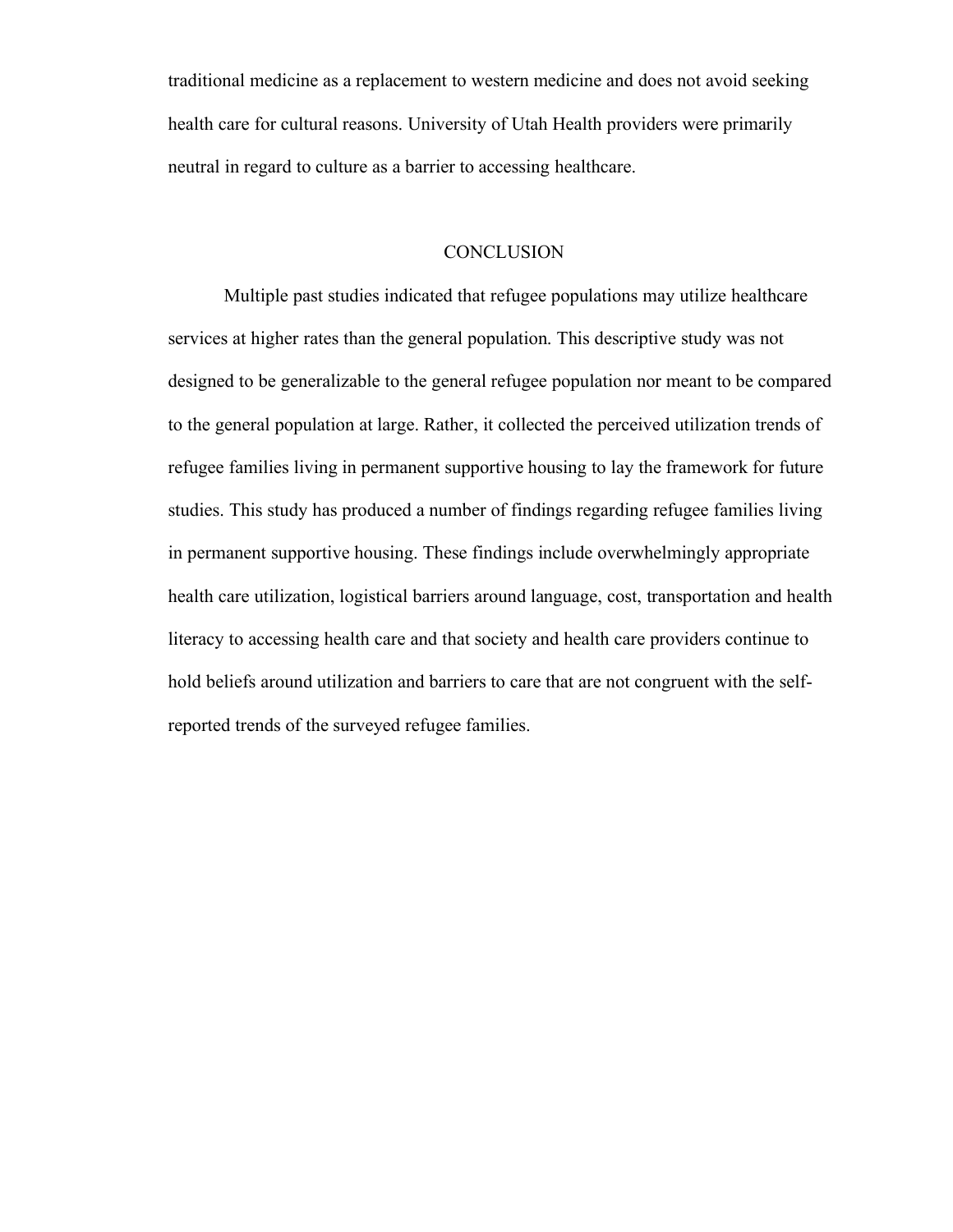traditional medicine as a replacement to western medicine and does not avoid seeking health care for cultural reasons. University of Utah Health providers were primarily neutral in regard to culture as a barrier to accessing healthcare.

## CONCLUSION

Multiple past studies indicated that refugee populations may utilize healthcare services at higher rates than the general population. This descriptive study was not designed to be generalizable to the general refugee population nor meant to be compared to the general population at large. Rather, it collected the perceived utilization trends of refugee families living in permanent supportive housing to lay the framework for future studies. This study has produced a number of findings regarding refugee families living in permanent supportive housing. These findings include overwhelmingly appropriate health care utilization, logistical barriers around language, cost, transportation and health literacy to accessing health care and that society and health care providers continue to hold beliefs around utilization and barriers to care that are not congruent with the self-reported trends of the surveyed refugee families.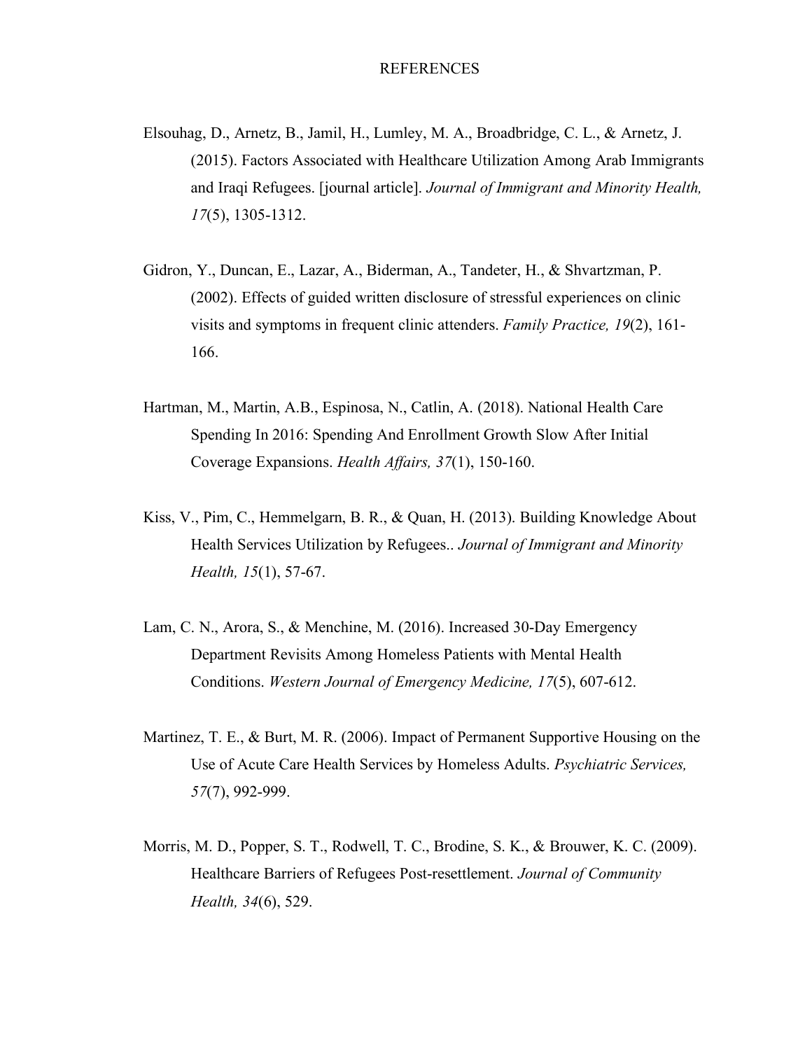# REFERENCES

Elsouhag, D., Arnetz, B., Jamil, H., Lumley, M. A., Broadbridge, C. L., & Arnetz, J. (2015). Factors Associated with Healthcare Utilization Among Arab Immigrants and Iraqi Refugees. [journal article]. *Journal of Immigrant and Minority Health, 17*(5), 1305-1312.

Gidron, Y., Duncan, E., Lazar, A., Biderman, A., Tandeter, H., & Shvartzman, P. (2002). Effects of guided written disclosure of stressful experiences on clinic visits and symptoms in frequent clinic attenders. *Family Practice, 19*(2), 161-166.

Hartman, M., Martin, A.B., Espinosa, N., Catlin, A. (2018). National Health Care Spending In 2016: Spending And Enrollment Growth Slow After Initial Coverage Expansions. *Health Affairs, 37*(1), 150-160.

Kiss, V., Pim, C., Hemmelgarn, B. R., & Quan, H. (2013). Building Knowledge About Health Services Utilization by Refugees.. *Journal of Immigrant and Minority Health, 15*(1), 57-67.

Lam, C. N., Arora, S., & Menchine, M. (2016). Increased 30-Day Emergency Department Revisits Among Homeless Patients with Mental Health Conditions. *Western Journal of Emergency Medicine, 17*(5), 607-612.

Martinez, T. E., & Burt, M. R. (2006). Impact of Permanent Supportive Housing on the Use of Acute Care Health Services by Homeless Adults. *Psychiatric Services, 57*(7), 992-999.

Morris, M. D., Popper, S. T., Rodwell, T. C., Brodine, S. K., & Brouwer, K. C. (2009). Healthcare Barriers of Refugees Post-resettlement. *Journal of Community Health, 34*(6), 529.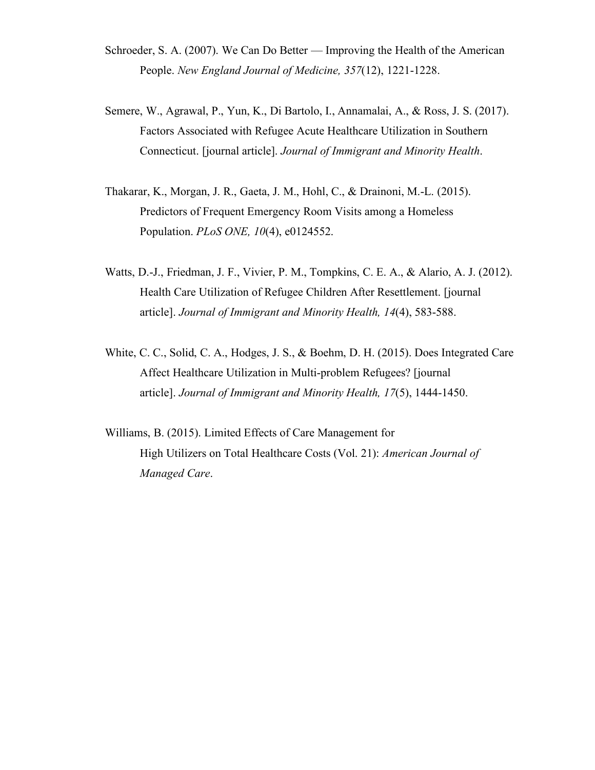Schroeder, S. A. (2007). We Can Do Better — Improving the Health of the American People. *New England Journal of Medicine, 357*(12), 1221-1228.

Semere, W., Agrawal, P., Yun, K., Di Bartolo, I., Annamalai, A., & Ross, J. S. (2017). Factors Associated with Refugee Acute Healthcare Utilization in Southern Connecticut. [journal article]. *Journal of Immigrant and Minority Health*.

Thakarar, K., Morgan, J. R., Gaeta, J. M., Hohl, C., & Drainoni, M.-L. (2015). Predictors of Frequent Emergency Room Visits among a Homeless Population. *PLoS ONE, 10*(4), e0124552.

Watts, D.-J., Friedman, J. F., Vivier, P. M., Tompkins, C. E. A., & Alario, A. J. (2012). Health Care Utilization of Refugee Children After Resettlement. [journal article]. *Journal of Immigrant and Minority Health, 14*(4), 583-588.

White, C. C., Solid, C. A., Hodges, J. S., & Boehm, D. H. (2015). Does Integrated Care Affect Healthcare Utilization in Multi-problem Refugees? [journal article]. *Journal of Immigrant and Minority Health, 17*(5), 1444-1450.

Williams, B. (2015). Limited Effects of Care Management for High Utilizers on Total Healthcare Costs (Vol. 21): *American Journal of Managed Care*.